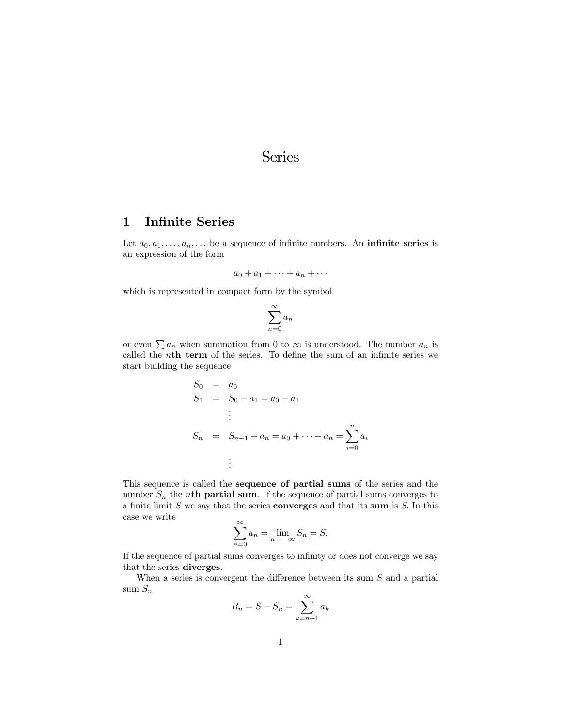# Series

## 1 Infinite Series

Let $a_0, a_1, \ldots, a_n, \ldots$ be a sequence of infinite numbers. An **infinite series** is an expression of the form

$$a_0 + a_1 + \cdots + a_n + \cdots$$

which is represented in compact form by the symbol

$$\sum_{n=0}^{\infty} a_n$$

or even $\sum a_n$ when summation from 0 to $\infty$ is understood. The number $a_n$ is called the $n$**th term** of the series. To define the sum of an infinite series we start building the sequence

$$\begin{aligned}
S_0 &= a_0 \\
S_1 &= S_0 + a_1 = a_0 + a_1 \\
&\vdots \\
S_n &= S_{n-1} + a_n = a_0 + \cdots + a_n = \sum_{i=0}^{n} a_i \\
&\vdots
\end{aligned}$$

This sequence is called the **sequence of partial sums** of the series and the number $S_n$ the $n$**th partial sum**. If the sequence of partial sums converges to a finite limit $S$ we say that the series **converges** and that its **sum** is $S$. In this case we write

$$\sum_{n=0}^{\infty} a_n = \lim_{n \to +\infty} S_n = S.$$

If the sequence of partial sums converges to infinity or does not converge we say that the series **diverges**.

When a series is convergent the difference between its sum $S$ and a partial sum $S_n$

$$R_n = S - S_n = \sum_{k=n+1}^{\infty} a_k$$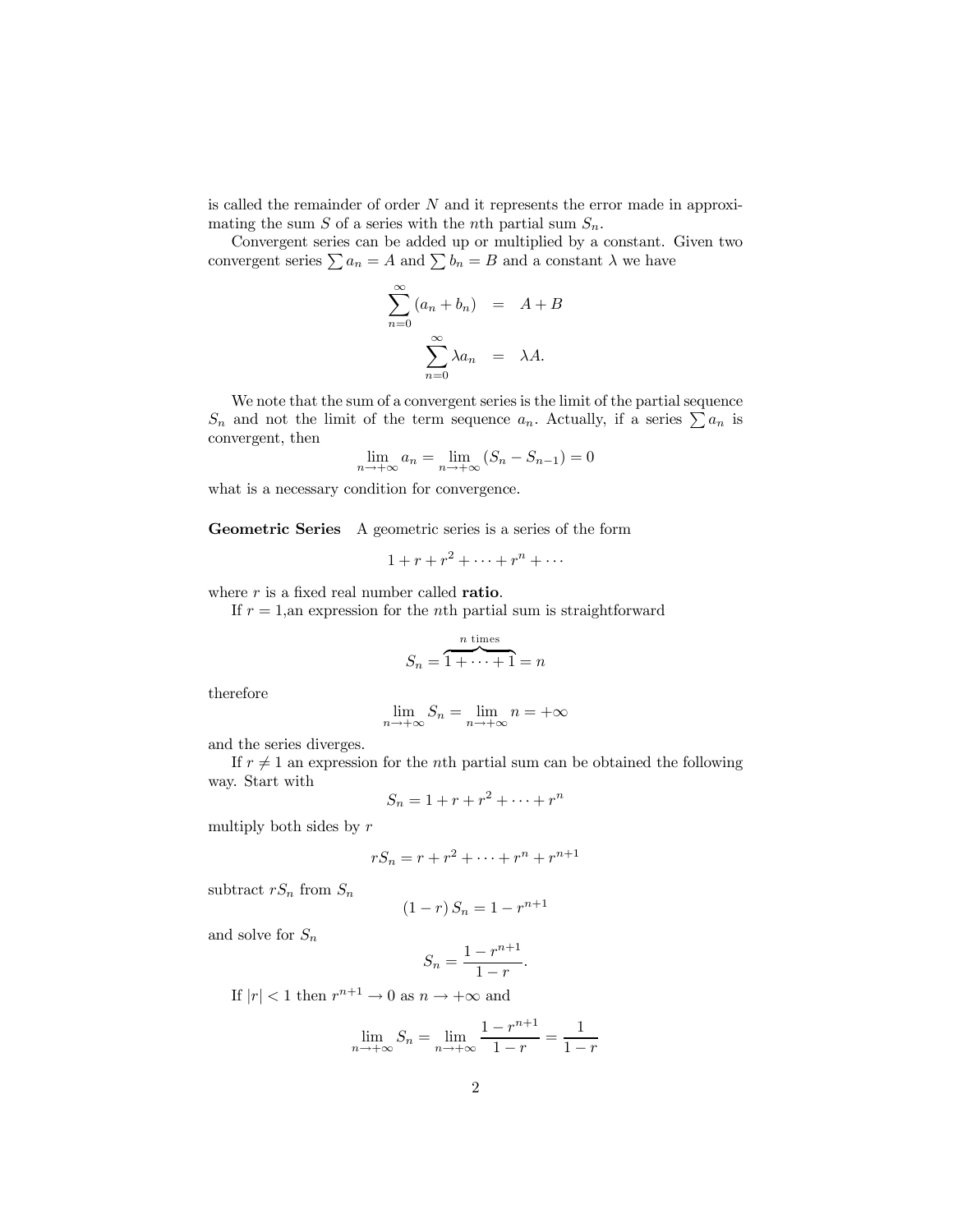is called the remainder of order $N$ and it represents the error made in approximating the sum $S$ of a series with the $n$th partial sum $S_n$.

Convergent series can be added up or multiplied by a constant. Given two convergent series $\sum a_n = A$ and $\sum b_n = B$ and a constant $\lambda$ we have

$$\begin{aligned} \sum_{n=0}^{\infty} (a_n + b_n) &= A + B \\ \sum_{n=0}^{\infty} \lambda a_n &= \lambda A. \end{aligned}$$

We note that the sum of a convergent series is the limit of the partial sequence $S_n$ and not the limit of the term sequence $a_n$. Actually, if a series $\sum a_n$ is convergent, then

$$\lim_{n\to+\infty} a_n = \lim_{n\to+\infty} (S_n - S_{n-1}) = 0$$

what is a necessary condition for convergence.

**Geometric Series** A geometric series is a series of the form

$$1 + r + r^2 + \cdots + r^n + \cdots$$

where $r$ is a fixed real number called **ratio**.

If $r = 1$,an expression for the $n$th partial sum is straightforward

$$S_n = \overbrace{1 + \cdots + 1}^{n \text{ times}} = n$$

therefore

$$\lim_{n\to+\infty} S_n = \lim_{n\to+\infty} n = +\infty$$

and the series diverges.

If $r \neq 1$ an expression for the $n$th partial sum can be obtained the following way. Start with

$$S_n = 1 + r + r^2 + \cdots + r^n$$

multiply both sides by $r$

$$rS_n = r + r^2 + \cdots + r^n + r^{n+1}$$

subtract $rS_n$ from $S_n$

$$(1 - r) S_n = 1 - r^{n+1}$$

and solve for $S_n$

$$S_n = \frac{1 - r^{n+1}}{1 - r}.$$

If $|r| < 1$ then $r^{n+1} \to 0$ as $n \to +\infty$ and

$$\lim_{n\to+\infty} S_n = \lim_{n\to+\infty} \frac{1 - r^{n+1}}{1 - r} = \frac{1}{1 - r}$$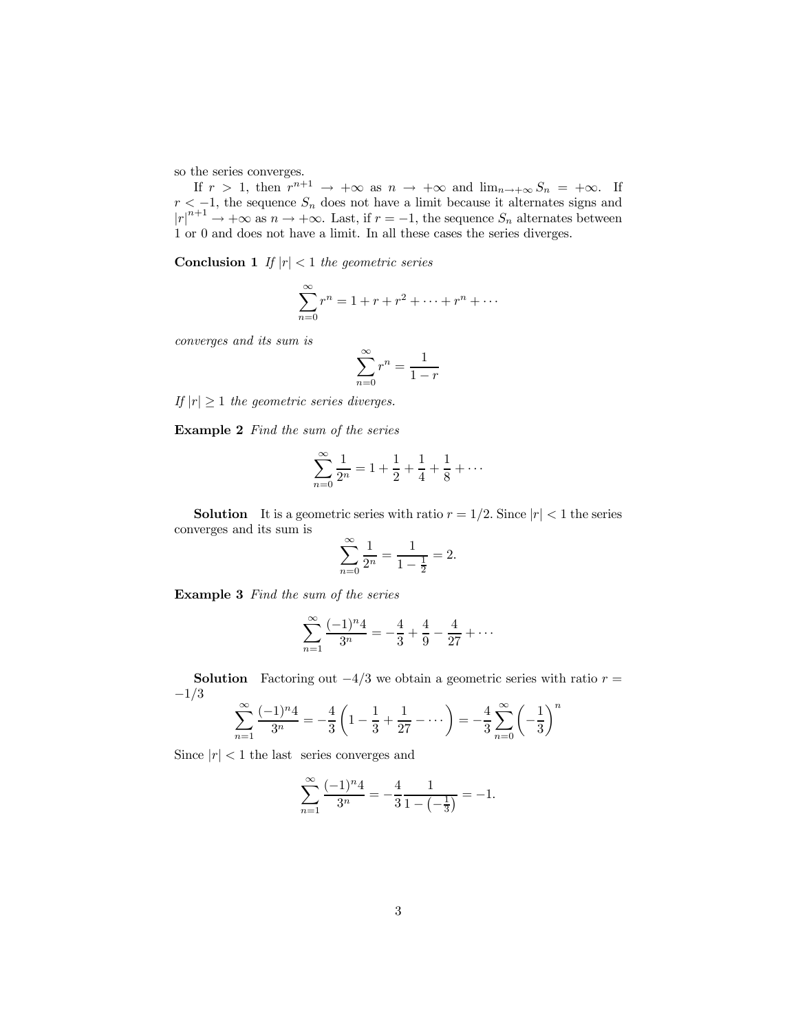so the series converges.

If $r > 1$, then $r^{n+1} \to +\infty$ as $n \to +\infty$ and $\lim_{n\to+\infty} S_n = +\infty$. If $r < -1$, the sequence $S_n$ does not have a limit because it alternates signs and $|r|^{n+1} \to +\infty$ as $n \to +\infty$. Last, if $r = -1$, the sequence $S_n$ alternates between 1 or 0 and does not have a limit. In all these cases the series diverges.

**Conclusion 1** *If $|r| < 1$ the geometric series*

$$\sum_{n=0}^{\infty} r^n = 1 + r + r^2 + \cdots + r^n + \cdots$$

*converges and its sum is*

$$\sum_{n=0}^{\infty} r^n = \frac{1}{1-r}$$

*If $|r| \geq 1$ the geometric series diverges.*

**Example 2** *Find the sum of the series*

$$\sum_{n=0}^{\infty} \frac{1}{2^n} = 1 + \frac{1}{2} + \frac{1}{4} + \frac{1}{8} + \cdots$$

**Solution** It is a geometric series with ratio $r = 1/2$. Since $|r| < 1$ the series converges and its sum is

$$\sum_{n=0}^{\infty} \frac{1}{2^n} = \frac{1}{1 - \frac{1}{2}} = 2.$$

**Example 3** *Find the sum of the series*

$$\sum_{n=1}^{\infty} \frac{(-1)^n 4}{3^n} = -\frac{4}{3} + \frac{4}{9} - \frac{4}{27} + \cdots$$

**Solution** Factoring out $-4/3$ we obtain a geometric series with ratio $r = -1/3$

$$\sum_{n=1}^{\infty} \frac{(-1)^n 4}{3^n} = -\frac{4}{3}\left(1 - \frac{1}{3} + \frac{1}{27} - \cdots\right) = -\frac{4}{3}\sum_{n=0}^{\infty}\left(-\frac{1}{3}\right)^n$$

Since $|r| < 1$ the last series converges and

$$\sum_{n=1}^{\infty} \frac{(-1)^n 4}{3^n} = -\frac{4}{3}\frac{1}{1 - \left(-\frac{1}{3}\right)} = -1.$$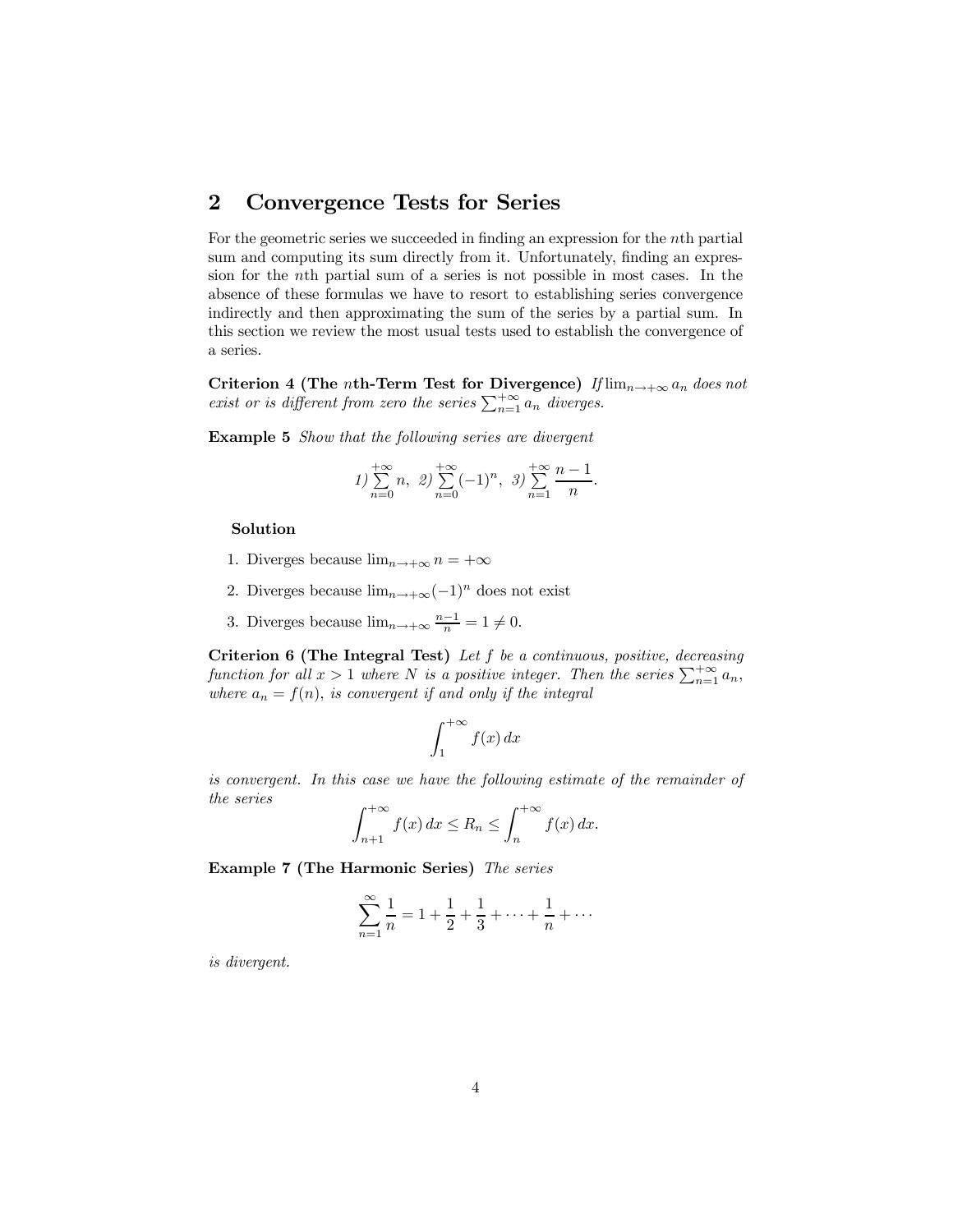## 2 Convergence Tests for Series

For the geometric series we succeeded in finding an expression for the $n$th partial sum and computing its sum directly from it. Unfortunately, finding an expression for the $n$th partial sum of a series is not possible in most cases. In the absence of these formulas we have to resort to establishing series convergence indirectly and then approximating the sum of the series by a partial sum. In this section we review the most usual tests used to establish the convergence of a series.

**Criterion 4 (The $n$th-Term Test for Divergence)** *If $\lim_{n\to+\infty} a_n$ does not exist or is different from zero the series $\sum_{n=1}^{+\infty} a_n$ diverges.*

**Example 5** *Show that the following series are divergent*

$$1) \sum_{n=0}^{+\infty} n, \;\; 2) \sum_{n=0}^{+\infty} (-1)^n, \;\; 3) \sum_{n=1}^{+\infty} \frac{n-1}{n}.$$

**Solution**

1. Diverges because $\lim_{n\to+\infty} n = +\infty$
2. Diverges because $\lim_{n\to+\infty} (-1)^n$ does not exist
3. Diverges because $\lim_{n\to+\infty} \frac{n-1}{n} = 1 \neq 0$.

**Criterion 6 (The Integral Test)** *Let $f$ be a continuous, positive, decreasing function for all $x > 1$ where $N$ is a positive integer. Then the series $\sum_{n=1}^{+\infty} a_n$, where $a_n = f(n)$, is convergent if and only if the integral*

$$\int_1^{+\infty} f(x)\, dx$$

*is convergent. In this case we have the following estimate of the remainder of the series*

$$\int_{n+1}^{+\infty} f(x)\, dx \leq R_n \leq \int_n^{+\infty} f(x)\, dx.$$

**Example 7 (The Harmonic Series)** *The series*

$$\sum_{n=1}^{\infty} \frac{1}{n} = 1 + \frac{1}{2} + \frac{1}{3} + \cdots + \frac{1}{n} + \cdots$$

*is divergent.*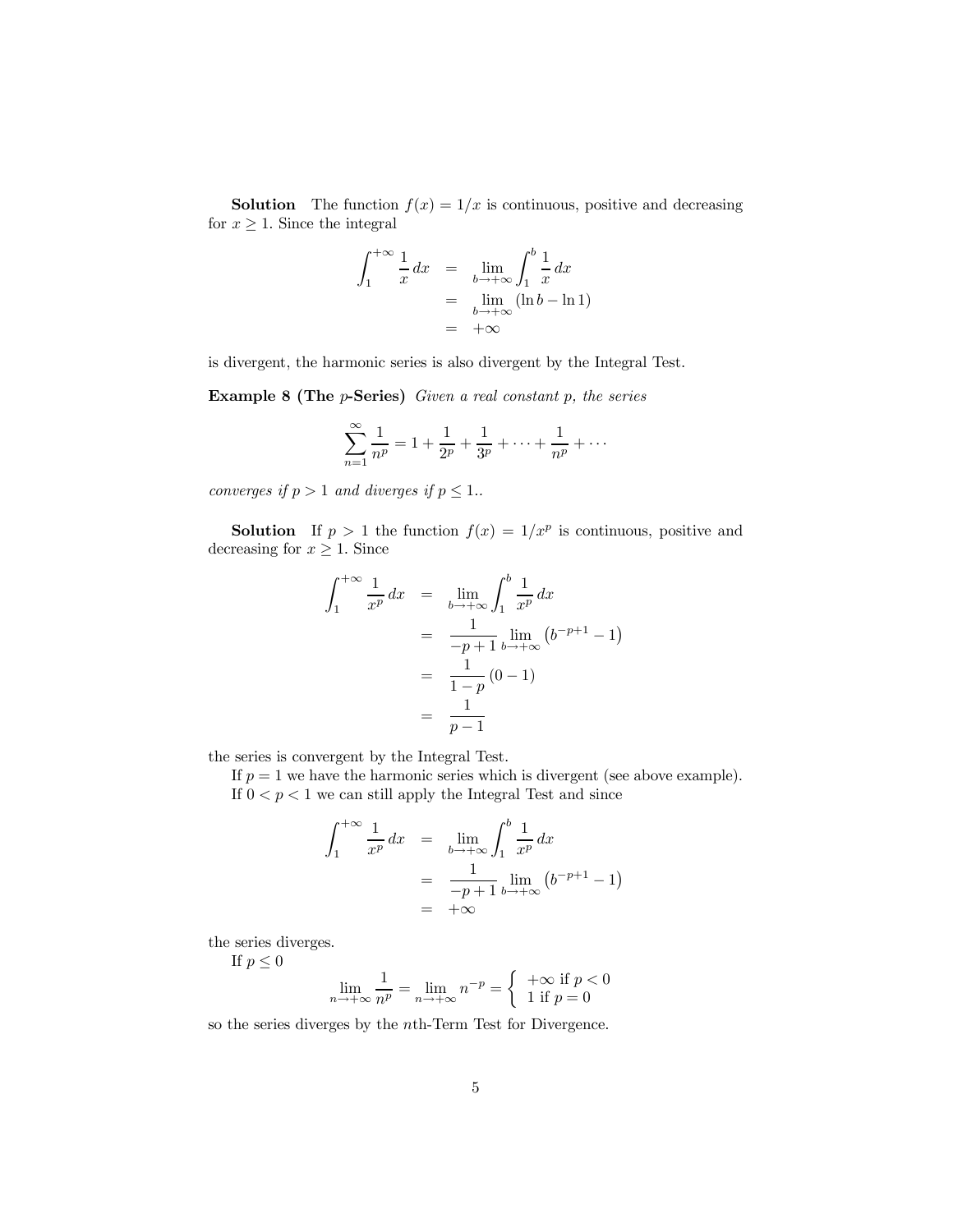**Solution** The function $f(x) = 1/x$ is continuous, positive and decreasing for $x \geq 1$. Since the integral

$$\begin{aligned}
\int_1^{+\infty} \frac{1}{x}\,dx &= \lim_{b\to+\infty} \int_1^b \frac{1}{x}\,dx \\
&= \lim_{b\to+\infty} (\ln b - \ln 1) \\
&= +\infty
\end{aligned}$$

is divergent, the harmonic series is also divergent by the Integral Test.

**Example 8 (The $p$-Series)** *Given a real constant $p$, the series*

$$\sum_{n=1}^{\infty} \frac{1}{n^p} = 1 + \frac{1}{2^p} + \frac{1}{3^p} + \cdots + \frac{1}{n^p} + \cdots$$

*converges if $p > 1$ and diverges if $p \leq 1$..*

**Solution** If $p > 1$ the function $f(x) = 1/x^p$ is continuous, positive and decreasing for $x \geq 1$. Since

$$\begin{aligned}
\int_1^{+\infty} \frac{1}{x^p}\,dx &= \lim_{b\to+\infty} \int_1^b \frac{1}{x^p}\,dx \\
&= \frac{1}{-p+1} \lim_{b\to+\infty} \left(b^{-p+1} - 1\right) \\
&= \frac{1}{1-p}\,(0-1) \\
&= \frac{1}{p-1}
\end{aligned}$$

the series is convergent by the Integral Test.

If $p = 1$ we have the harmonic series which is divergent (see above example).

If $0 < p < 1$ we can still apply the Integral Test and since

$$\begin{aligned}
\int_1^{+\infty} \frac{1}{x^p}\,dx &= \lim_{b\to+\infty} \int_1^b \frac{1}{x^p}\,dx \\
&= \frac{1}{-p+1} \lim_{b\to+\infty} \left(b^{-p+1} - 1\right) \\
&= +\infty
\end{aligned}$$

the series diverges.

If $p \leq 0$

$$\lim_{n\to+\infty} \frac{1}{n^p} = \lim_{n\to+\infty} n^{-p} = \begin{cases} +\infty \text{ if } p < 0 \\ 1 \text{ if } p = 0 \end{cases}$$

so the series diverges by the $n$th-Term Test for Divergence.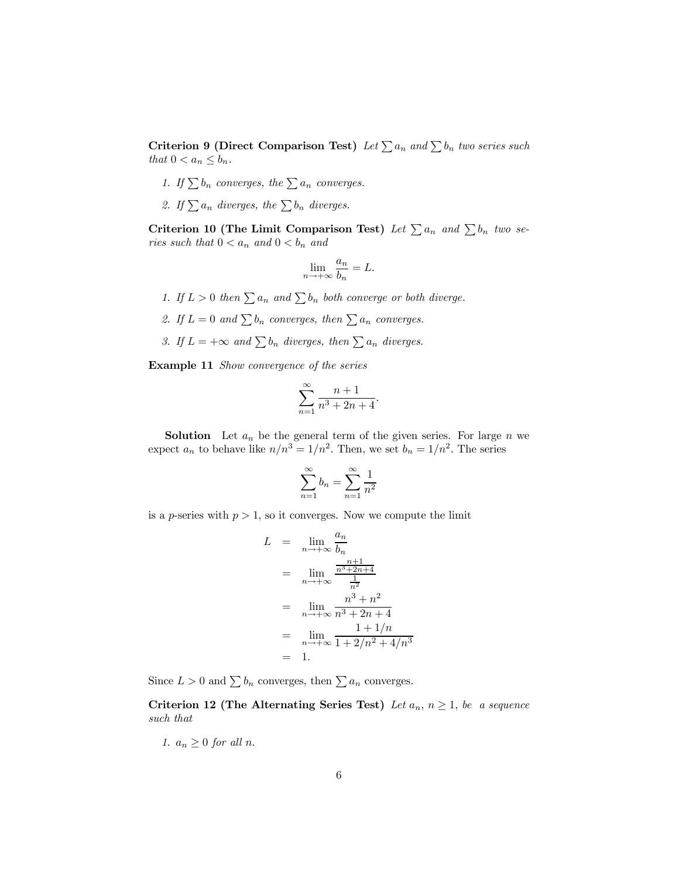**Criterion 9 (Direct Comparison Test)** *Let $\sum a_n$ and $\sum b_n$ two series such that $0 < a_n \leq b_n$.*

1. *If $\sum b_n$ converges, the $\sum a_n$ converges.*
2. *If $\sum a_n$ diverges, the $\sum b_n$ diverges.*

**Criterion 10 (The Limit Comparison Test)** *Let $\sum a_n$ and $\sum b_n$ two series such that $0 < a_n$ and $0 < b_n$ and*

$$\lim_{n \to +\infty} \frac{a_n}{b_n} = L.$$

1. *If $L > 0$ then $\sum a_n$ and $\sum b_n$ both converge or both diverge.*
2. *If $L = 0$ and $\sum b_n$ converges, then $\sum a_n$ converges.*
3. *If $L = +\infty$ and $\sum b_n$ diverges, then $\sum a_n$ diverges.*

**Example 11** *Show convergence of the series*

$$\sum_{n=1}^{\infty} \frac{n+1}{n^3 + 2n + 4}.$$

**Solution** Let $a_n$ be the general term of the given series. For large $n$ we expect $a_n$ to behave like $n/n^3 = 1/n^2$. Then, we set $b_n = 1/n^2$. The series

$$\sum_{n=1}^{\infty} b_n = \sum_{n=1}^{\infty} \frac{1}{n^2}$$

is a $p$-series with $p > 1$, so it converges. Now we compute the limit

$$\begin{aligned}
L &= \lim_{n \to +\infty} \frac{a_n}{b_n} \\
&= \lim_{n \to +\infty} \frac{\frac{n+1}{n^3+2n+4}}{\frac{1}{n^2}} \\
&= \lim_{n \to +\infty} \frac{n^3 + n^2}{n^3 + 2n + 4} \\
&= \lim_{n \to +\infty} \frac{1 + 1/n}{1 + 2/n^2 + 4/n^3} \\
&= 1.
\end{aligned}$$

Since $L > 0$ and $\sum b_n$ converges, then $\sum a_n$ converges.

**Criterion 12 (The Alternating Series Test)** *Let $a_n$, $n \geq 1$, be a sequence such that*

1. *$a_n \geq 0$ for all $n$.*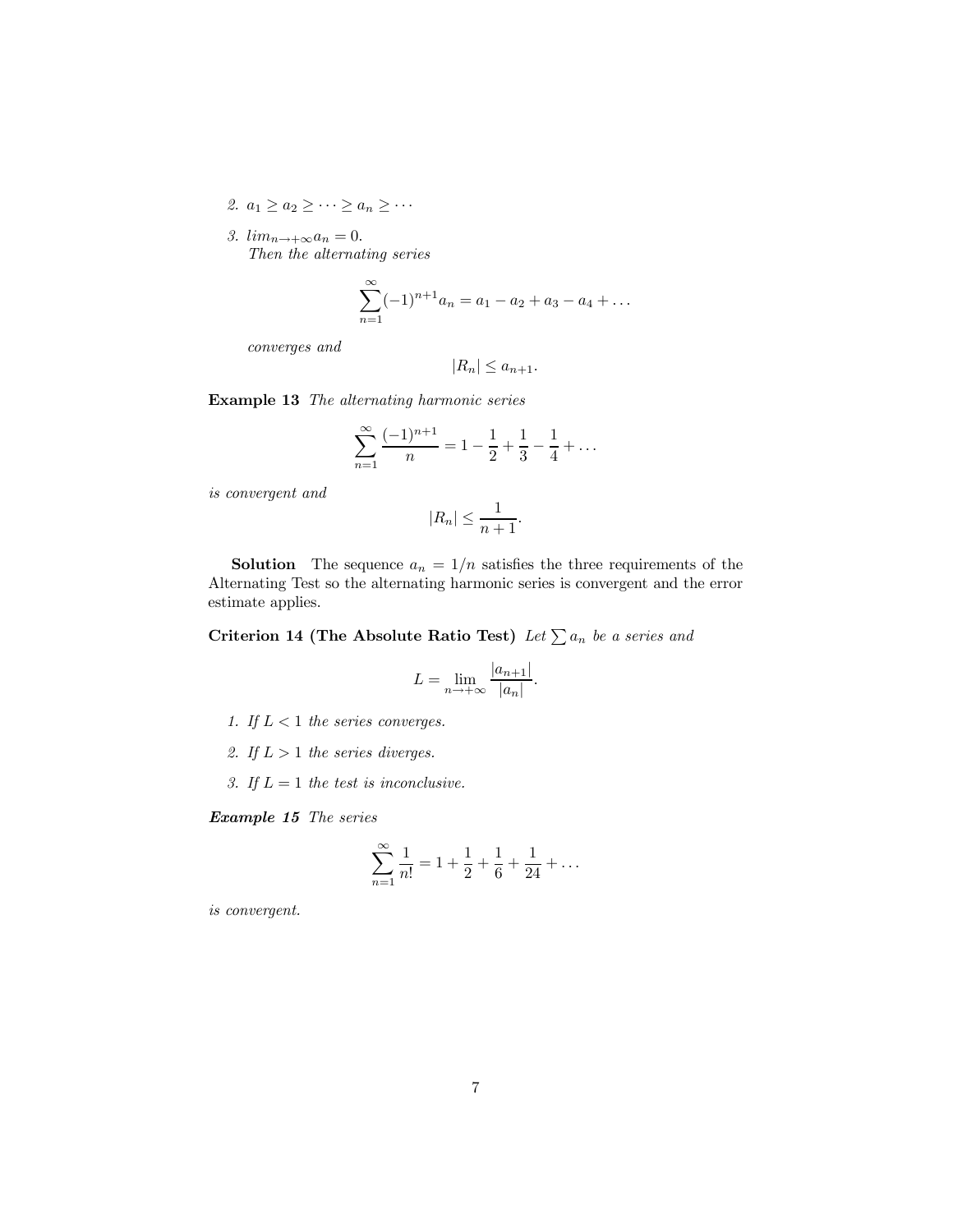2. $a_1 \geq a_2 \geq \cdots \geq a_n \geq \cdots$

3. $lim_{n \to +\infty} a_n = 0$.
   *Then the alternating series*

$$\sum_{n=1}^{\infty} (-1)^{n+1} a_n = a_1 - a_2 + a_3 - a_4 + \ldots$$

*converges and*

$$|R_n| \leq a_{n+1}.$$

**Example 13** *The alternating harmonic series*

$$\sum_{n=1}^{\infty} \frac{(-1)^{n+1}}{n} = 1 - \frac{1}{2} + \frac{1}{3} - \frac{1}{4} + \ldots$$

*is convergent and*

$$|R_n| \leq \frac{1}{n+1}.$$

**Solution** The sequence $a_n = 1/n$ satisfies the three requirements of the Alternating Test so the alternating harmonic series is convergent and the error estimate applies.

**Criterion 14 (The Absolute Ratio Test)** *Let* $\sum a_n$ *be a series and*

$$L = \lim_{n \to +\infty} \frac{|a_{n+1}|}{|a_n|}.$$

1. *If* $L < 1$ *the series converges.*

2. *If* $L > 1$ *the series diverges.*

3. *If* $L = 1$ *the test is inconclusive.*

***Example 15*** *The series*

$$\sum_{n=1}^{\infty} \frac{1}{n!} = 1 + \frac{1}{2} + \frac{1}{6} + \frac{1}{24} + \ldots$$

*is convergent.*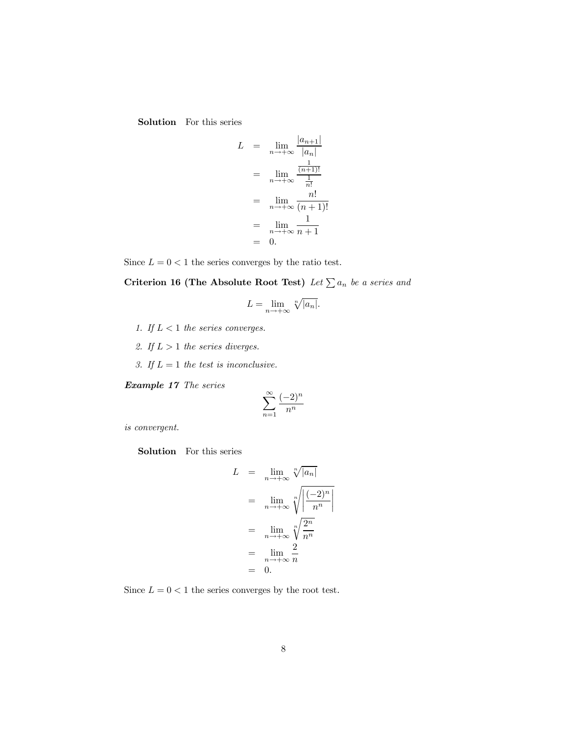**Solution** For this series

$$
\begin{aligned}
L &= \lim_{n\to+\infty} \frac{|a_{n+1}|}{|a_n|} \\
&= \lim_{n\to+\infty} \frac{\frac{1}{(n+1)!}}{\frac{1}{n!}} \\
&= \lim_{n\to+\infty} \frac{n!}{(n+1)!} \\
&= \lim_{n\to+\infty} \frac{1}{n+1} \\
&= 0.
\end{aligned}
$$

Since $L = 0 < 1$ the series converges by the ratio test.

**Criterion 16 (The Absolute Root Test)** *Let* $\sum a_n$ *be a series and*

$$L = \lim_{n\to+\infty} \sqrt[n]{|a_n|}.$$

1. *If* $L < 1$ *the series converges.*
2. *If* $L > 1$ *the series diverges.*
3. *If* $L = 1$ *the test is inconclusive.*

***Example 17*** *The series*

$$\sum_{n=1}^{\infty} \frac{(-2)^n}{n^n}$$

*is convergent.*

**Solution** For this series

$$
\begin{aligned}
L &= \lim_{n\to+\infty} \sqrt[n]{|a_n|} \\
&= \lim_{n\to+\infty} \sqrt[n]{\left|\frac{(-2)^n}{n^n}\right|} \\
&= \lim_{n\to+\infty} \sqrt[n]{\frac{2^n}{n^n}} \\
&= \lim_{n\to+\infty} \frac{2}{n} \\
&= 0.
\end{aligned}
$$

Since $L = 0 < 1$ the series converges by the root test.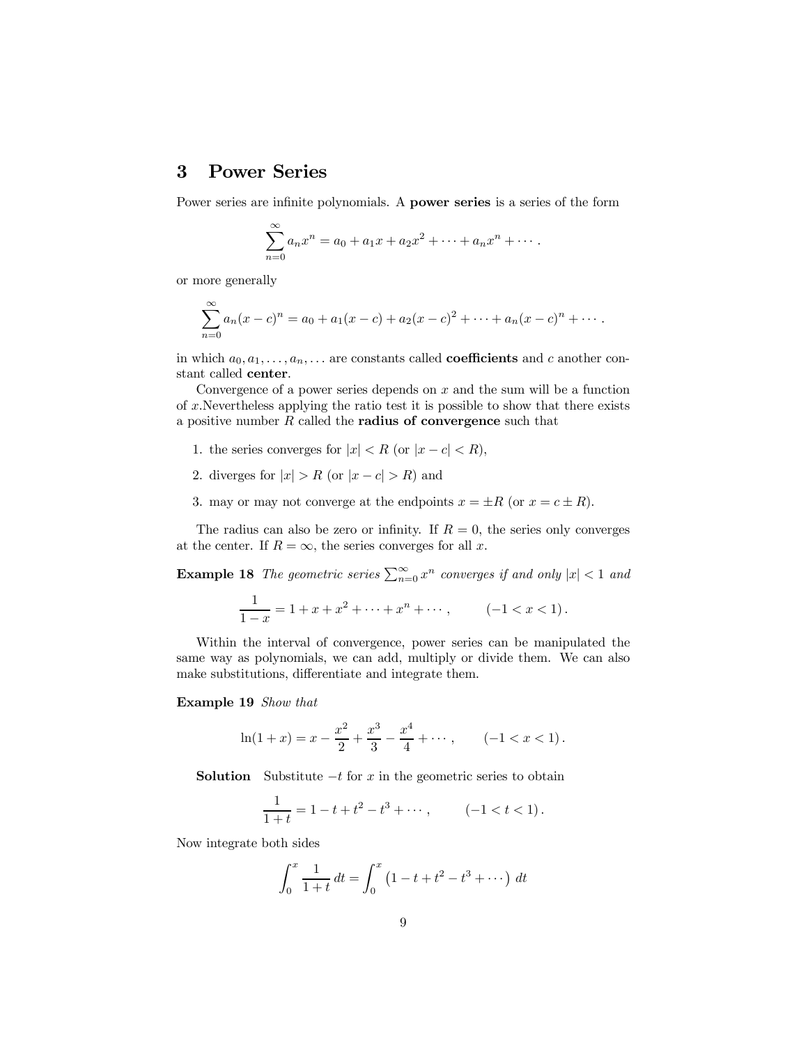# 3 Power Series

Power series are infinite polynomials. A **power series** is a series of the form

$$\sum_{n=0}^{\infty} a_n x^n = a_0 + a_1 x + a_2 x^2 + \cdots + a_n x^n + \cdots .$$

or more generally

$$\sum_{n=0}^{\infty} a_n (x-c)^n = a_0 + a_1 (x-c) + a_2 (x-c)^2 + \cdots + a_n (x-c)^n + \cdots .$$

in which $a_0, a_1, \ldots, a_n, \ldots$ are constants called **coefficients** and $c$ another constant called **center**.

Convergence of a power series depends on $x$ and the sum will be a function of $x$.Nevertheless applying the ratio test it is possible to show that there exists a positive number $R$ called the **radius of convergence** such that

1. the series converges for $|x| < R$ (or $|x - c| < R$),
2. diverges for $|x| > R$ (or $|x - c| > R$) and
3. may or may not converge at the endpoints $x = \pm R$ (or $x = c \pm R$).

The radius can also be zero or infinity. If $R = 0$, the series only converges at the center. If $R = \infty$, the series converges for all $x$.

**Example 18** *The geometric series* $\sum_{n=0}^{\infty} x^n$ *converges if and only* $|x| < 1$ *and*

$$\frac{1}{1-x} = 1 + x + x^2 + \cdots + x^n + \cdots , \qquad (-1 < x < 1) .$$

Within the interval of convergence, power series can be manipulated the same way as polynomials, we can add, multiply or divide them. We can also make substitutions, differentiate and integrate them.

**Example 19** *Show that*

$$\ln(1+x) = x - \frac{x^2}{2} + \frac{x^3}{3} - \frac{x^4}{4} + \cdots , \qquad (-1 < x < 1) .$$

**Solution** Substitute $-t$ for $x$ in the geometric series to obtain

$$\frac{1}{1+t} = 1 - t + t^2 - t^3 + \cdots , \qquad (-1 < t < 1) .$$

Now integrate both sides

$$\int_0^x \frac{1}{1+t}\, dt = \int_0^x \left(1 - t + t^2 - t^3 + \cdots \right) dt$$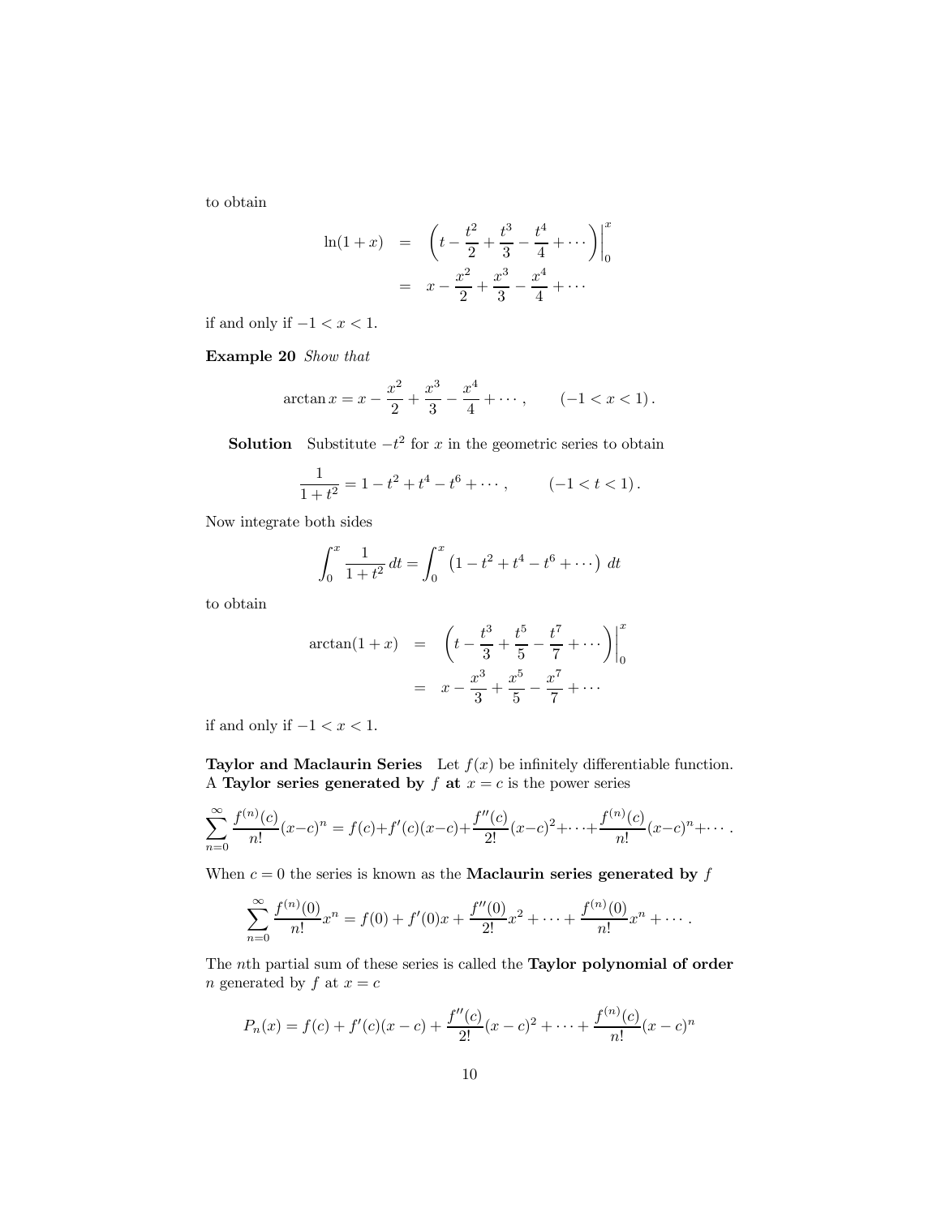to obtain

$$
\begin{aligned}
\ln(1+x) &= \left( t - \frac{t^2}{2} + \frac{t^3}{3} - \frac{t^4}{4} + \cdots \right) \Big|_0^x \\
&= x - \frac{x^2}{2} + \frac{x^3}{3} - \frac{x^4}{4} + \cdots
\end{aligned}
$$

if and only if $-1 < x < 1$.

**Example 20** *Show that*

$$
\arctan x = x - \frac{x^2}{2} + \frac{x^3}{3} - \frac{x^4}{4} + \cdots, \qquad (-1 < x < 1).
$$

**Solution** Substitute $-t^2$ for $x$ in the geometric series to obtain

$$
\frac{1}{1+t^2} = 1 - t^2 + t^4 - t^6 + \cdots, \qquad (-1 < t < 1).
$$

Now integrate both sides

$$
\int_0^x \frac{1}{1+t^2}\, dt = \int_0^x \left(1 - t^2 + t^4 - t^6 + \cdots\right)\, dt
$$

to obtain

$$
\begin{aligned}
\arctan(1+x) &= \left( t - \frac{t^3}{3} + \frac{t^5}{5} - \frac{t^7}{7} + \cdots \right) \Big|_0^x \\
&= x - \frac{x^3}{3} + \frac{x^5}{5} - \frac{x^7}{7} + \cdots
\end{aligned}
$$

if and only if $-1 < x < 1$.

**Taylor and Maclaurin Series** Let $f(x)$ be infinitely differentiable function. A **Taylor series generated by** $f$ **at** $x = c$ is the power series

$$
\sum_{n=0}^{\infty} \frac{f^{(n)}(c)}{n!}(x-c)^n = f(c) + f'(c)(x-c) + \frac{f''(c)}{2!}(x-c)^2 + \cdots + \frac{f^{(n)}(c)}{n!}(x-c)^n + \cdots.
$$

When $c = 0$ the series is known as the **Maclaurin series generated by** $f$

$$
\sum_{n=0}^{\infty} \frac{f^{(n)}(0)}{n!}x^n = f(0) + f'(0)x + \frac{f''(0)}{2!}x^2 + \cdots + \frac{f^{(n)}(0)}{n!}x^n + \cdots.
$$

The $n$th partial sum of these series is called the **Taylor polynomial of order** $n$ generated by $f$ at $x = c$

$$
P_n(x) = f(c) + f'(c)(x-c) + \frac{f''(c)}{2!}(x-c)^2 + \cdots + \frac{f^{(n)}(c)}{n!}(x-c)^n
$$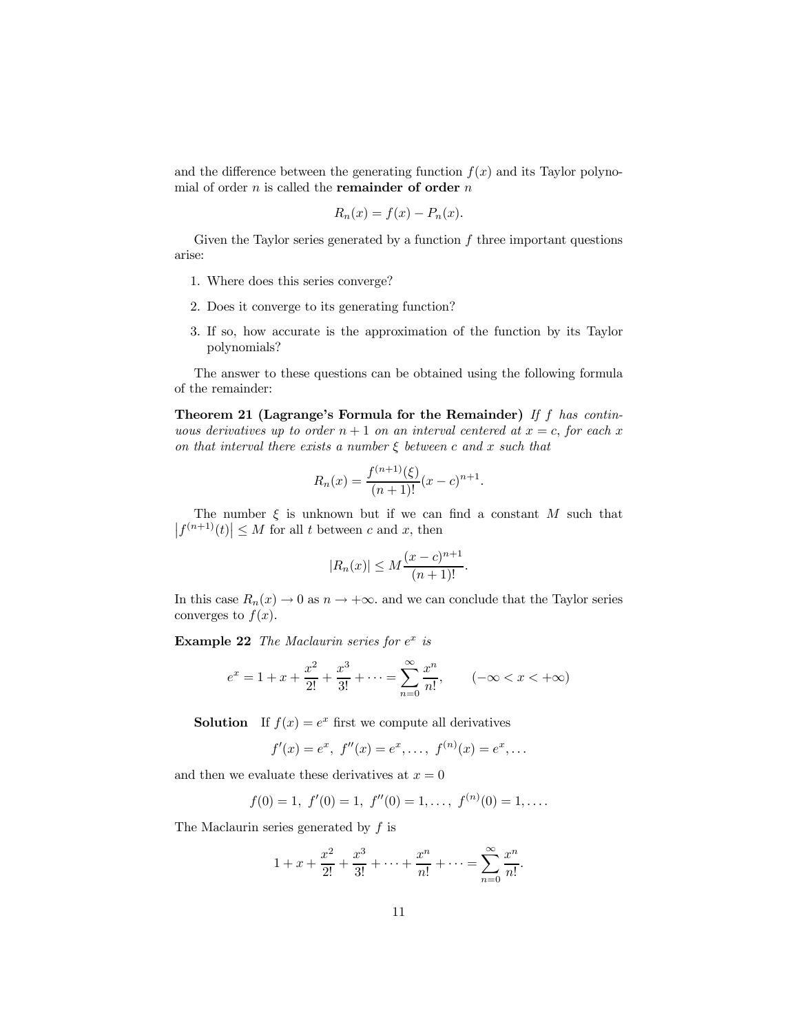and the difference between the generating function $f(x)$ and its Taylor polynomial of order $n$ is called the **remainder of order** $n$

$$R_n(x) = f(x) - P_n(x).$$

Given the Taylor series generated by a function $f$ three important questions arise:

1. Where does this series converge?
2. Does it converge to its generating function?
3. If so, how accurate is the approximation of the function by its Taylor polynomials?

The answer to these questions can be obtained using the following formula of the remainder:

**Theorem 21 (Lagrange's Formula for the Remainder)** *If $f$ has continuous derivatives up to order $n+1$ on an interval centered at $x = c$, for each $x$ on that interval there exists a number $\xi$ between $c$ and $x$ such that*

$$R_n(x) = \frac{f^{(n+1)}(\xi)}{(n+1)!}(x-c)^{n+1}.$$

The number $\xi$ is unknown but if we can find a constant $M$ such that $\left|f^{(n+1)}(t)\right| \leq M$ for all $t$ between $c$ and $x$, then

$$|R_n(x)| \leq M\frac{(x-c)^{n+1}}{(n+1)!}.$$

In this case $R_n(x) \to 0$ as $n \to +\infty$. and we can conclude that the Taylor series converges to $f(x)$.

**Example 22** *The Maclaurin series for $e^x$ is*

$$e^x = 1 + x + \frac{x^2}{2!} + \frac{x^3}{3!} + \cdots = \sum_{n=0}^{\infty} \frac{x^n}{n!}, \qquad (-\infty < x < +\infty)$$

**Solution** If $f(x) = e^x$ first we compute all derivatives

$$f'(x) = e^x,\ f''(x) = e^x, \ldots,\ f^{(n)}(x) = e^x, \ldots$$

and then we evaluate these derivatives at $x = 0$

$$f(0) = 1,\ f'(0) = 1,\ f''(0) = 1, \ldots,\ f^{(n)}(0) = 1, \ldots.$$

The Maclaurin series generated by $f$ is

$$1 + x + \frac{x^2}{2!} + \frac{x^3}{3!} + \cdots + \frac{x^n}{n!} + \cdots = \sum_{n=0}^{\infty} \frac{x^n}{n!}.$$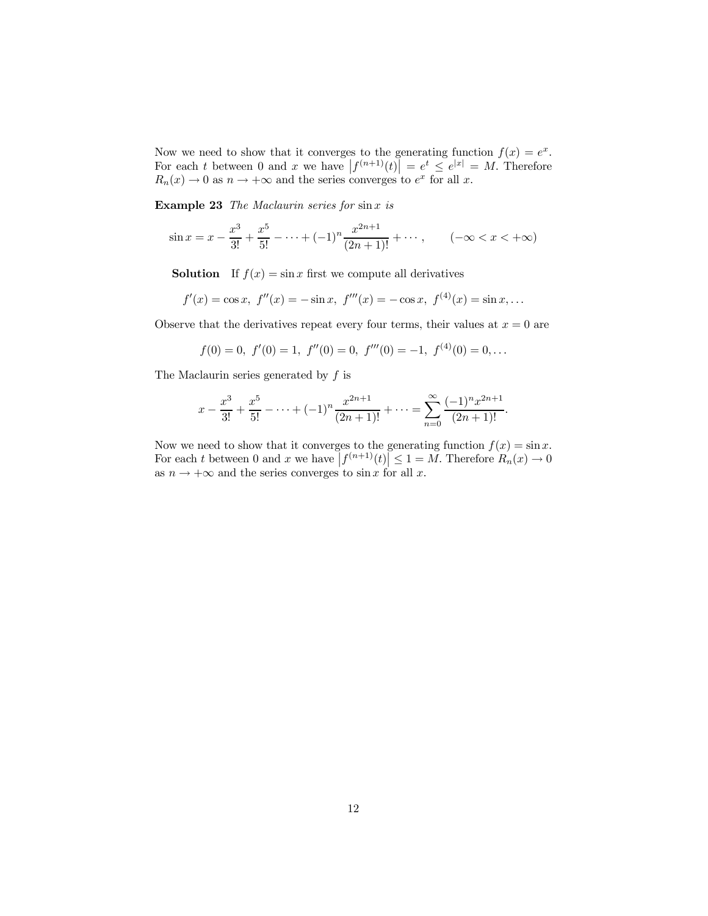Now we need to show that it converges to the generating function $f(x) = e^x$. For each $t$ between 0 and $x$ we have $\left|f^{(n+1)}(t)\right| = e^t \leq e^{|x|} = M$. Therefore $R_n(x) \to 0$ as $n \to +\infty$ and the series converges to $e^x$ for all $x$.

**Example 23** *The Maclaurin series for* $\sin x$ *is*

$$\sin x = x - \frac{x^3}{3!} + \frac{x^5}{5!} - \cdots + (-1)^n \frac{x^{2n+1}}{(2n+1)!} + \cdots, \qquad (-\infty < x < +\infty)$$

**Solution** If $f(x) = \sin x$ first we compute all derivatives

$$f'(x) = \cos x,\ f''(x) = -\sin x,\ f'''(x) = -\cos x,\ f^{(4)}(x) = \sin x, \ldots$$

Observe that the derivatives repeat every four terms, their values at $x = 0$ are

$$f(0) = 0,\ f'(0) = 1,\ f''(0) = 0,\ f'''(0) = -1,\ f^{(4)}(0) = 0, \ldots$$

The Maclaurin series generated by $f$ is

$$x - \frac{x^3}{3!} + \frac{x^5}{5!} - \cdots + (-1)^n \frac{x^{2n+1}}{(2n+1)!} + \cdots = \sum_{n=0}^{\infty} \frac{(-1)^n x^{2n+1}}{(2n+1)!}.$$

Now we need to show that it converges to the generating function $f(x) = \sin x$. For each $t$ between 0 and $x$ we have $\left|f^{(n+1)}(t)\right| \leq 1 = M$. Therefore $R_n(x) \to 0$ as $n \to +\infty$ and the series converges to $\sin x$ for all $x$.